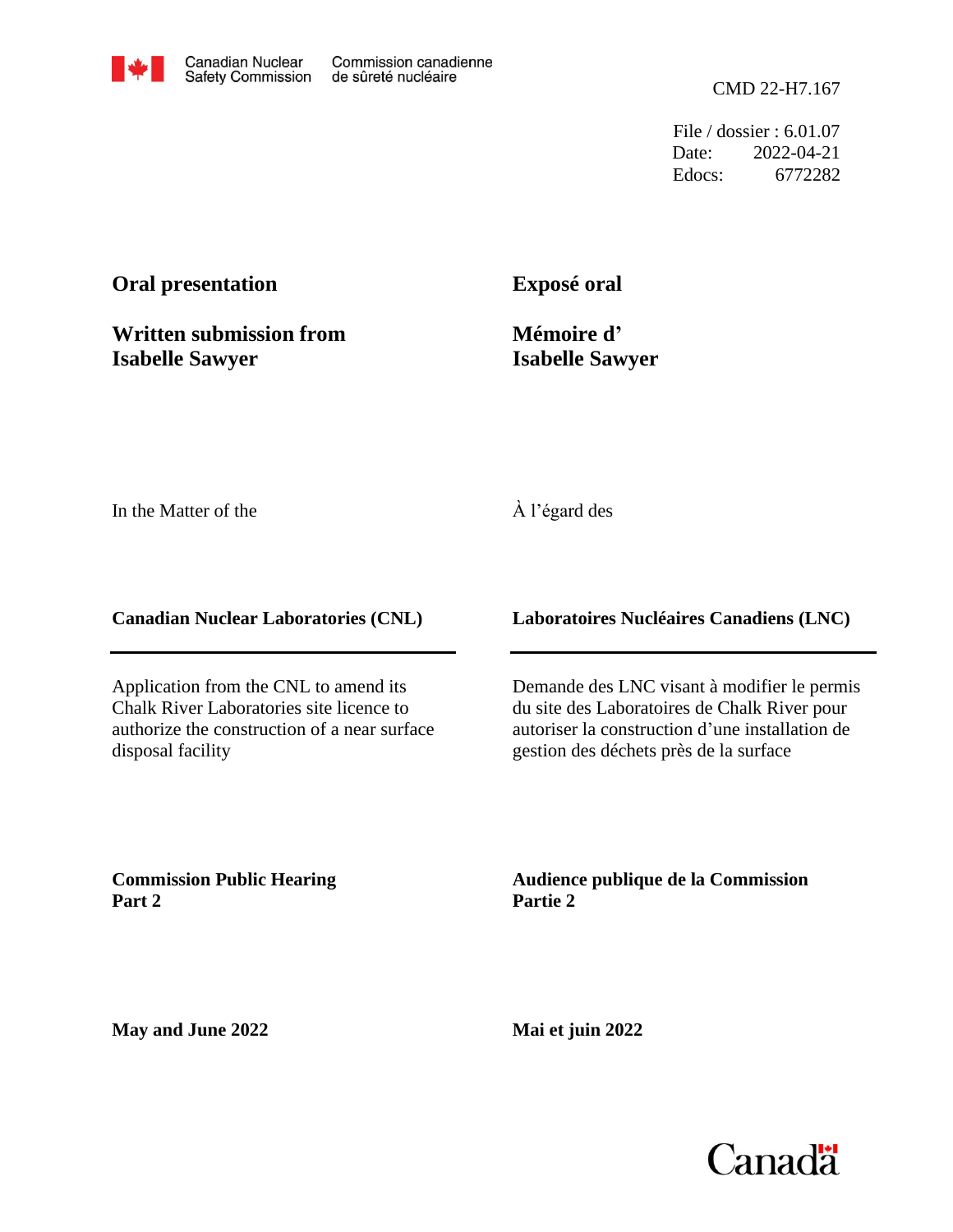Canadian Nuclear Safety Commission | Commission canadienne de sûreté nucléaire

CMD 22-H7.167

File / dossier : 6.01.07
Date: 2022-04-21
Edocs: 6772282

**Oral presentation**

**Written submission from Isabelle Sawyer**

**Exposé oral**

**Mémoire d' Isabelle Sawyer**

In the Matter of the

À l'égard des

**Canadian Nuclear Laboratories (CNL)**

**Laboratoires Nucléaires Canadiens (LNC)**

Application from the CNL to amend its Chalk River Laboratories site licence to authorize the construction of a near surface disposal facility

Demande des LNC visant à modifier le permis du site des Laboratoires de Chalk River pour autoriser la construction d'une installation de gestion des déchets près de la surface

**Commission Public Hearing Part 2**

**Audience publique de la Commission Partie 2**

**May and June 2022**

**Mai et juin 2022**

Canada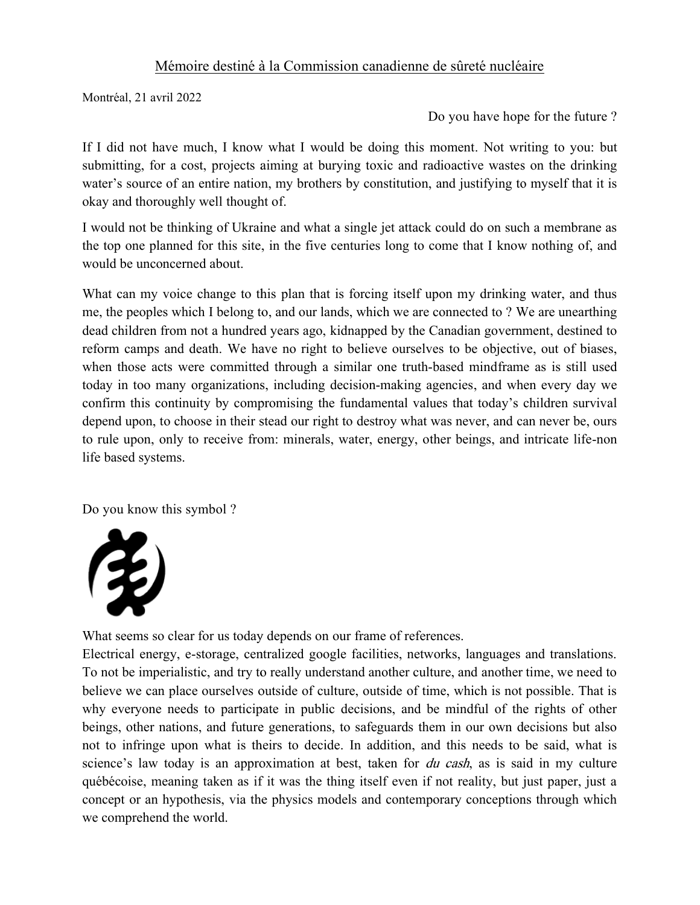Mémoire destiné à la Commission canadienne de sûreté nucléaire

Montréal, 21 avril 2022

Do you have hope for the future ?

If I did not have much, I know what I would be doing this moment. Not writing to you: but submitting, for a cost, projects aiming at burying toxic and radioactive wastes on the drinking water's source of an entire nation, my brothers by constitution, and justifying to myself that it is okay and thoroughly well thought of.

I would not be thinking of Ukraine and what a single jet attack could do on such a membrane as the top one planned for this site, in the five centuries long to come that I know nothing of, and would be unconcerned about.

What can my voice change to this plan that is forcing itself upon my drinking water, and thus me, the peoples which I belong to, and our lands, which we are connected to ? We are unearthing dead children from not a hundred years ago, kidnapped by the Canadian government, destined to reform camps and death. We have no right to believe ourselves to be objective, out of biases, when those acts were committed through a similar one truth-based mindframe as is still used today in too many organizations, including decision-making agencies, and when every day we confirm this continuity by compromising the fundamental values that today's children survival depend upon, to choose in their stead our right to destroy what was never, and can never be, ours to rule upon, only to receive from: minerals, water, energy, other beings, and intricate life-non life based systems.

Do you know this symbol ?

What seems so clear for us today depends on our frame of references.

Electrical energy, e-storage, centralized google facilities, networks, languages and translations. To not be imperialistic, and try to really understand another culture, and another time, we need to believe we can place ourselves outside of culture, outside of time, which is not possible. That is why everyone needs to participate in public decisions, and be mindful of the rights of other beings, other nations, and future generations, to safeguards them in our own decisions but also not to infringe upon what is theirs to decide. In addition, and this needs to be said, what is science's law today is an approximation at best, taken for *du cash*, as is said in my culture québécoise, meaning taken as if it was the thing itself even if not reality, but just paper, just a concept or an hypothesis, via the physics models and contemporary conceptions through which we comprehend the world.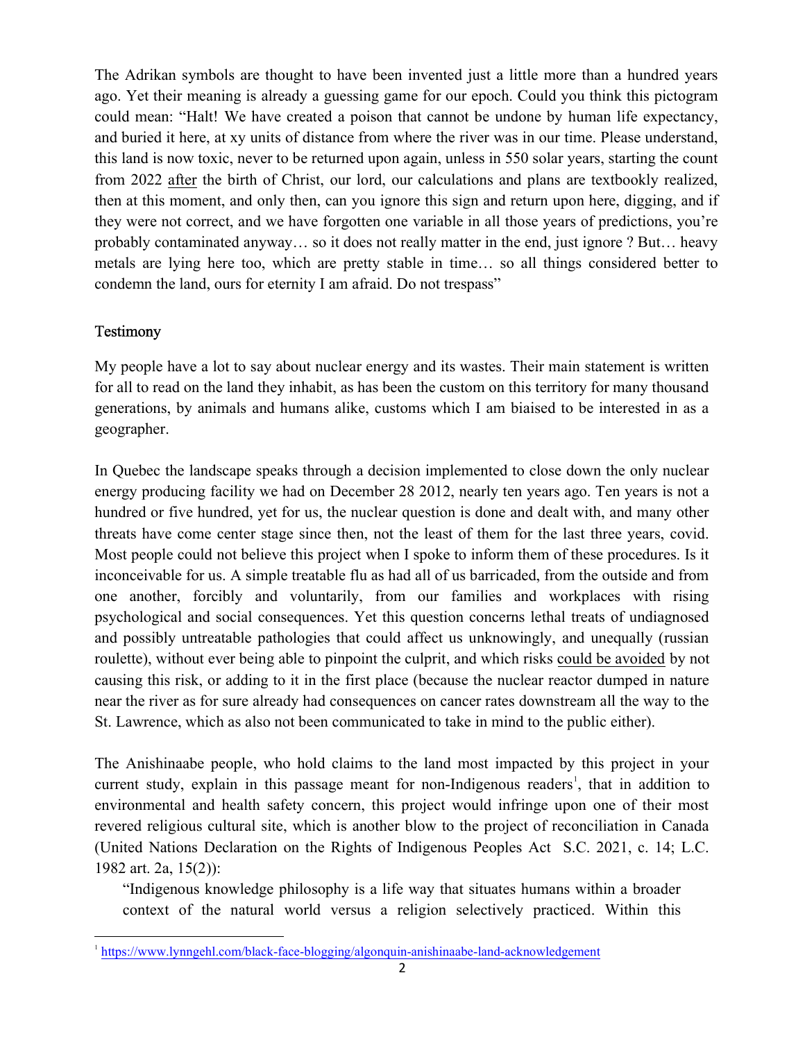The Adrikan symbols are thought to have been invented just a little more than a hundred years ago. Yet their meaning is already a guessing game for our epoch. Could you think this pictogram could mean: "Halt! We have created a poison that cannot be undone by human life expectancy, and buried it here, at xy units of distance from where the river was in our time. Please understand, this land is now toxic, never to be returned upon again, unless in 550 solar years, starting the count from 2022 <u>after</u> the birth of Christ, our lord, our calculations and plans are textbookly realized, then at this moment, and only then, can you ignore this sign and return upon here, digging, and if they were not correct, and we have forgotten one variable in all those years of predictions, you're probably contaminated anyway… so it does not really matter in the end, just ignore ? But… heavy metals are lying here too, which are pretty stable in time… so all things considered better to condemn the land, ours for eternity I am afraid. Do not trespass"

## Testimony

My people have a lot to say about nuclear energy and its wastes. Their main statement is written for all to read on the land they inhabit, as has been the custom on this territory for many thousand generations, by animals and humans alike, customs which I am biaised to be interested in as a geographer.

In Quebec the landscape speaks through a decision implemented to close down the only nuclear energy producing facility we had on December 28 2012, nearly ten years ago. Ten years is not a hundred or five hundred, yet for us, the nuclear question is done and dealt with, and many other threats have come center stage since then, not the least of them for the last three years, covid. Most people could not believe this project when I spoke to inform them of these procedures. Is it inconceivable for us. A simple treatable flu as had all of us barricaded, from the outside and from one another, forcibly and voluntarily, from our families and workplaces with rising psychological and social consequences. Yet this question concerns lethal treats of undiagnosed and possibly untreatable pathologies that could affect us unknowingly, and unequally (russian roulette), without ever being able to pinpoint the culprit, and which risks <u>could be avoided</u> by not causing this risk, or adding to it in the first place (because the nuclear reactor dumped in nature near the river as for sure already had consequences on cancer rates downstream all the way to the St. Lawrence, which as also not been communicated to take in mind to the public either).

The Anishinaabe people, who hold claims to the land most impacted by this project in your current study, explain in this passage meant for non-Indigenous readers[1], that in addition to environmental and health safety concern, this project would infringe upon one of their most revered religious cultural site, which is another blow to the project of reconciliation in Canada (United Nations Declaration on the Rights of Indigenous Peoples Act S.C. 2021, c. 14; L.C. 1982 art. 2a, 15(2)):

> "Indigenous knowledge philosophy is a life way that situates humans within a broader context of the natural world versus a religion selectively practiced. Within this

[1] https://www.lynngehl.com/black-face-blogging/algonquin-anishinaabe-land-acknowledgement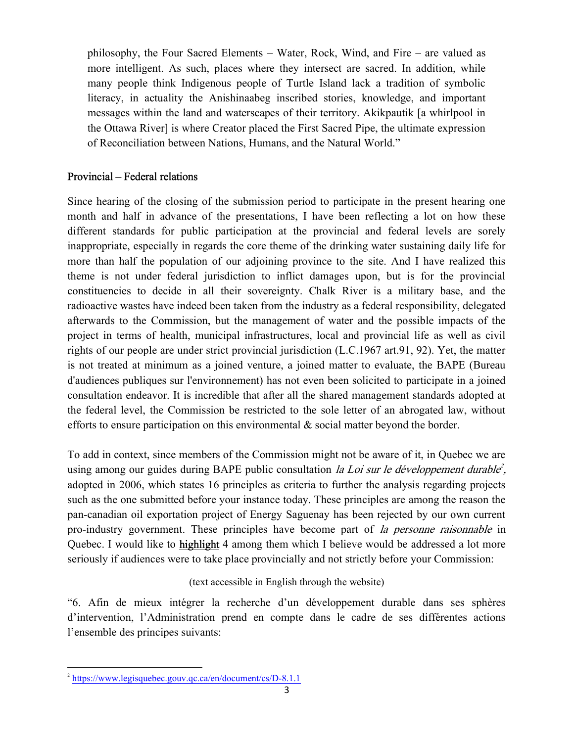philosophy, the Four Sacred Elements – Water, Rock, Wind, and Fire – are valued as more intelligent. As such, places where they intersect are sacred. In addition, while many people think Indigenous people of Turtle Island lack a tradition of symbolic literacy, in actuality the Anishinaabeg inscribed stories, knowledge, and important messages within the land and waterscapes of their territory. Akikpautik [a whirlpool in the Ottawa River] is where Creator placed the First Sacred Pipe, the ultimate expression of Reconciliation between Nations, Humans, and the Natural World."

## Provincial – Federal relations

Since hearing of the closing of the submission period to participate in the present hearing one month and half in advance of the presentations, I have been reflecting a lot on how these different standards for public participation at the provincial and federal levels are sorely inappropriate, especially in regards the core theme of the drinking water sustaining daily life for more than half the population of our adjoining province to the site. And I have realized this theme is not under federal jurisdiction to inflict damages upon, but is for the provincial constituencies to decide in all their sovereignty. Chalk River is a military base, and the radioactive wastes have indeed been taken from the industry as a federal responsibility, delegated afterwards to the Commission, but the management of water and the possible impacts of the project in terms of health, municipal infrastructures, local and provincial life as well as civil rights of our people are under strict provincial jurisdiction (L.C.1967 art.91, 92). Yet, the matter is not treated at minimum as a joined venture, a joined matter to evaluate, the BAPE (Bureau d'audiences publiques sur l'environnement) has not even been solicited to participate in a joined consultation endeavor. It is incredible that after all the shared management standards adopted at the federal level, the Commission be restricted to the sole letter of an abrogated law, without efforts to ensure participation on this environmental & social matter beyond the border.

To add in context, since members of the Commission might not be aware of it, in Quebec we are using among our guides during BAPE public consultation *la Loi sur le développement durable*[2], adopted in 2006, which states 16 principles as criteria to further the analysis regarding projects such as the one submitted before your instance today. These principles are among the reason the pan-canadian oil exportation project of Energy Saguenay has been rejected by our own current pro-industry government. These principles have become part of *la personne raisonnable* in Quebec. I would like to <u>highlight</u> 4 among them which I believe would be addressed a lot more seriously if audiences were to take place provincially and not strictly before your Commission:

(text accessible in English through the website)

"6. Afin de mieux intégrer la recherche d'un développement durable dans ses sphères d'intervention, l'Administration prend en compte dans le cadre de ses différentes actions l'ensemble des principes suivants:

---

[2] https://www.legisquebec.gouv.qc.ca/en/document/cs/D-8.1.1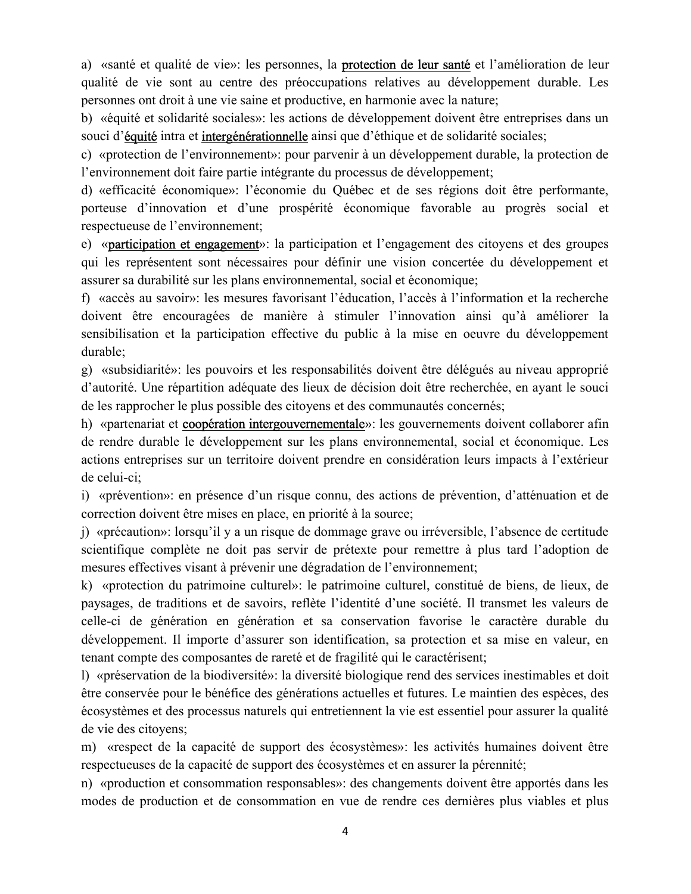a) «santé et qualité de vie»: les personnes, la protection de leur santé et l'amélioration de leur qualité de vie sont au centre des préoccupations relatives au développement durable. Les personnes ont droit à une vie saine et productive, en harmonie avec la nature;

b) «équité et solidarité sociales»: les actions de développement doivent être entreprises dans un souci d'équité intra et intergénérationnelle ainsi que d'éthique et de solidarité sociales;

c) «protection de l'environnement»: pour parvenir à un développement durable, la protection de l'environnement doit faire partie intégrante du processus de développement;

d) «efficacité économique»: l'économie du Québec et de ses régions doit être performante, porteuse d'innovation et d'une prospérité économique favorable au progrès social et respectueuse de l'environnement;

e) «participation et engagement»: la participation et l'engagement des citoyens et des groupes qui les représentent sont nécessaires pour définir une vision concertée du développement et assurer sa durabilité sur les plans environnemental, social et économique;

f) «accès au savoir»: les mesures favorisant l'éducation, l'accès à l'information et la recherche doivent être encouragées de manière à stimuler l'innovation ainsi qu'à améliorer la sensibilisation et la participation effective du public à la mise en oeuvre du développement durable;

g) «subsidiarité»: les pouvoirs et les responsabilités doivent être délégués au niveau approprié d'autorité. Une répartition adéquate des lieux de décision doit être recherchée, en ayant le souci de les rapprocher le plus possible des citoyens et des communautés concernés;

h) «partenariat et coopération intergouvernementale»: les gouvernements doivent collaborer afin de rendre durable le développement sur les plans environnemental, social et économique. Les actions entreprises sur un territoire doivent prendre en considération leurs impacts à l'extérieur de celui-ci;

i) «prévention»: en présence d'un risque connu, des actions de prévention, d'atténuation et de correction doivent être mises en place, en priorité à la source;

j) «précaution»: lorsqu'il y a un risque de dommage grave ou irréversible, l'absence de certitude scientifique complète ne doit pas servir de prétexte pour remettre à plus tard l'adoption de mesures effectives visant à prévenir une dégradation de l'environnement;

k) «protection du patrimoine culturel»: le patrimoine culturel, constitué de biens, de lieux, de paysages, de traditions et de savoirs, reflète l'identité d'une société. Il transmet les valeurs de celle-ci de génération en génération et sa conservation favorise le caractère durable du développement. Il importe d'assurer son identification, sa protection et sa mise en valeur, en tenant compte des composantes de rareté et de fragilité qui le caractérisent;

l) «préservation de la biodiversité»: la diversité biologique rend des services inestimables et doit être conservée pour le bénéfice des générations actuelles et futures. Le maintien des espèces, des écosystèmes et des processus naturels qui entretiennent la vie est essentiel pour assurer la qualité de vie des citoyens;

m) «respect de la capacité de support des écosystèmes»: les activités humaines doivent être respectueuses de la capacité de support des écosystèmes et en assurer la pérennité;

n) «production et consommation responsables»: des changements doivent être apportés dans les modes de production et de consommation en vue de rendre ces dernières plus viables et plus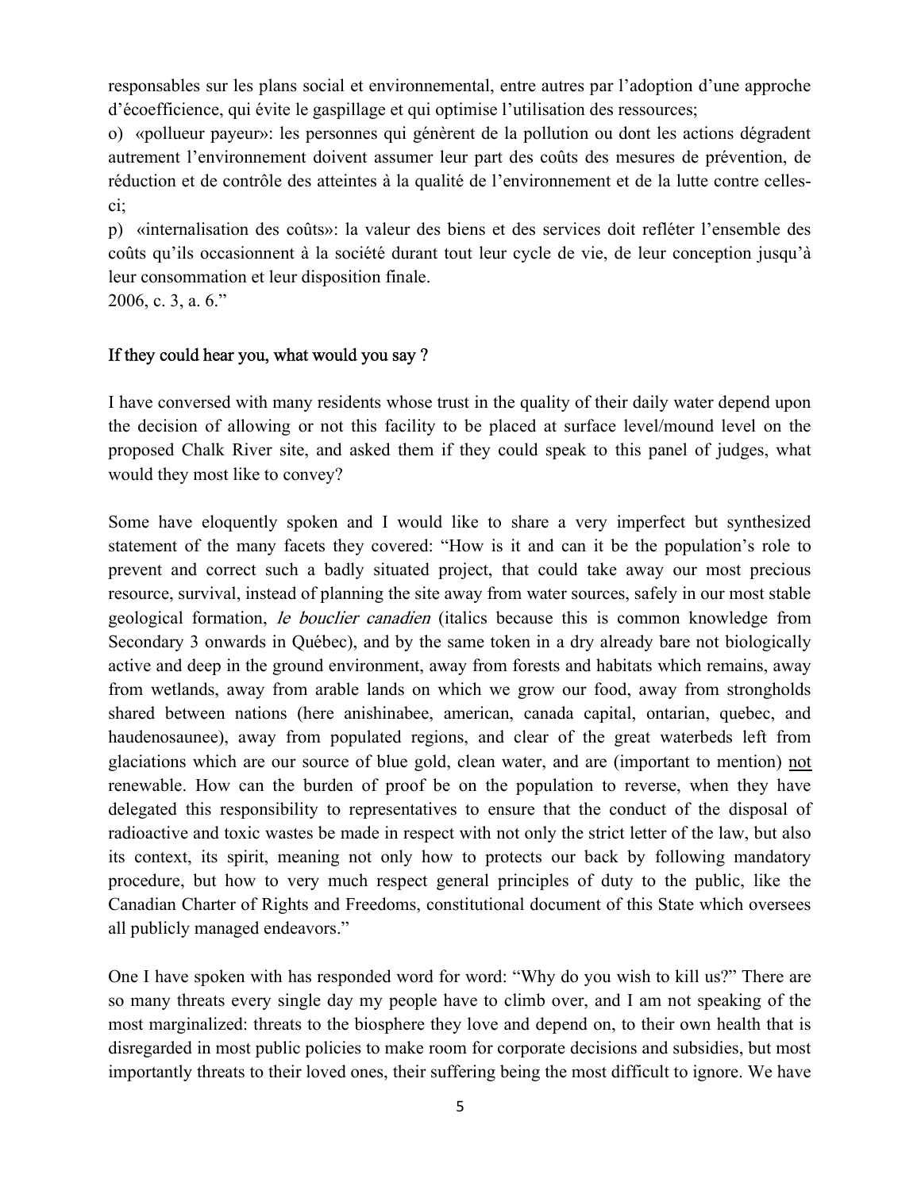responsables sur les plans social et environnemental, entre autres par l'adoption d'une approche d'écoefficience, qui évite le gaspillage et qui optimise l'utilisation des ressources;

o) «pollueur payeur»: les personnes qui génèrent de la pollution ou dont les actions dégradent autrement l'environnement doivent assumer leur part des coûts des mesures de prévention, de réduction et de contrôle des atteintes à la qualité de l'environnement et de la lutte contre celles-ci;

p) «internalisation des coûts»: la valeur des biens et des services doit refléter l'ensemble des coûts qu'ils occasionnent à la société durant tout leur cycle de vie, de leur conception jusqu'à leur consommation et leur disposition finale.

2006, c. 3, a. 6."

<u>If they could hear you, what would you say ?</u>

I have conversed with many residents whose trust in the quality of their daily water depend upon the decision of allowing or not this facility to be placed at surface level/mound level on the proposed Chalk River site, and asked them if they could speak to this panel of judges, what would they most like to convey?

Some have eloquently spoken and I would like to share a very imperfect but synthesized statement of the many facets they covered: "How is it and can it be the population's role to prevent and correct such a badly situated project, that could take away our most precious resource, survival, instead of planning the site away from water sources, safely in our most stable geological formation, *le bouclier canadien* (italics because this is common knowledge from Secondary 3 onwards in Québec), and by the same token in a dry already bare not biologically active and deep in the ground environment, away from forests and habitats which remains, away from wetlands, away from arable lands on which we grow our food, away from strongholds shared between nations (here anishinabee, american, canada capital, ontarian, quebec, and haudenosaunee), away from populated regions, and clear of the great waterbeds left from glaciations which are our source of blue gold, clean water, and are (important to mention) <u>not</u> renewable. How can the burden of proof be on the population to reverse, when they have delegated this responsibility to representatives to ensure that the conduct of the disposal of radioactive and toxic wastes be made in respect with not only the strict letter of the law, but also its context, its spirit, meaning not only how to protects our back by following mandatory procedure, but how to very much respect general principles of duty to the public, like the Canadian Charter of Rights and Freedoms, constitutional document of this State which oversees all publicly managed endeavors."

One I have spoken with has responded word for word: "Why do you wish to kill us?" There are so many threats every single day my people have to climb over, and I am not speaking of the most marginalized: threats to the biosphere they love and depend on, to their own health that is disregarded in most public policies to make room for corporate decisions and subsidies, but most importantly threats to their loved ones, their suffering being the most difficult to ignore. We have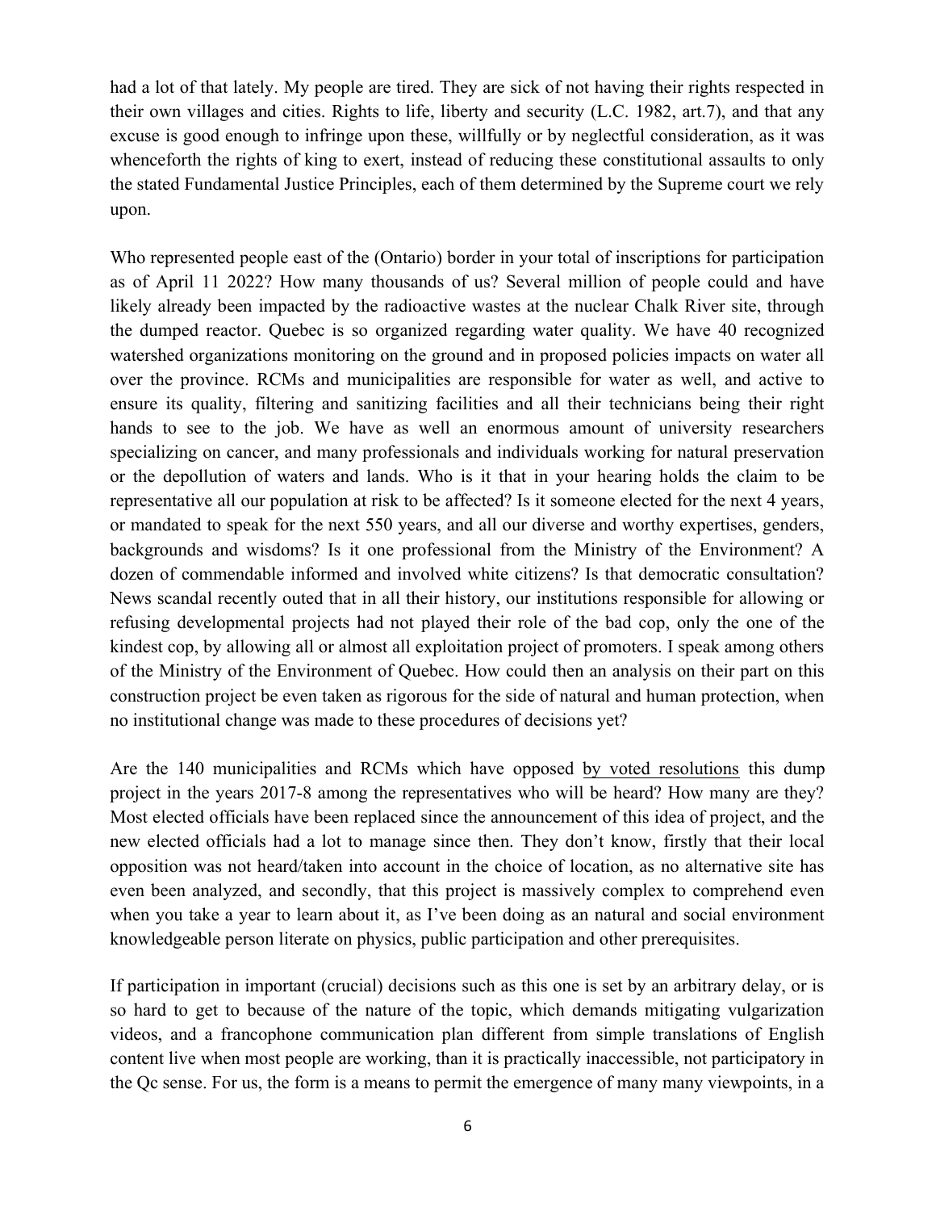had a lot of that lately. My people are tired. They are sick of not having their rights respected in their own villages and cities. Rights to life, liberty and security (L.C. 1982, art.7), and that any excuse is good enough to infringe upon these, willfully or by neglectful consideration, as it was whenceforth the rights of king to exert, instead of reducing these constitutional assaults to only the stated Fundamental Justice Principles, each of them determined by the Supreme court we rely upon.

Who represented people east of the (Ontario) border in your total of inscriptions for participation as of April 11 2022? How many thousands of us? Several million of people could and have likely already been impacted by the radioactive wastes at the nuclear Chalk River site, through the dumped reactor. Quebec is so organized regarding water quality. We have 40 recognized watershed organizations monitoring on the ground and in proposed policies impacts on water all over the province. RCMs and municipalities are responsible for water as well, and active to ensure its quality, filtering and sanitizing facilities and all their technicians being their right hands to see to the job. We have as well an enormous amount of university researchers specializing on cancer, and many professionals and individuals working for natural preservation or the depollution of waters and lands. Who is it that in your hearing holds the claim to be representative all our population at risk to be affected? Is it someone elected for the next 4 years, or mandated to speak for the next 550 years, and all our diverse and worthy expertises, genders, backgrounds and wisdoms? Is it one professional from the Ministry of the Environment? A dozen of commendable informed and involved white citizens? Is that democratic consultation? News scandal recently outed that in all their history, our institutions responsible for allowing or refusing developmental projects had not played their role of the bad cop, only the one of the kindest cop, by allowing all or almost all exploitation project of promoters. I speak among others of the Ministry of the Environment of Quebec. How could then an analysis on their part on this construction project be even taken as rigorous for the side of natural and human protection, when no institutional change was made to these procedures of decisions yet?

Are the 140 municipalities and RCMs which have opposed by voted resolutions this dump project in the years 2017-8 among the representatives who will be heard? How many are they? Most elected officials have been replaced since the announcement of this idea of project, and the new elected officials had a lot to manage since then. They don't know, firstly that their local opposition was not heard/taken into account in the choice of location, as no alternative site has even been analyzed, and secondly, that this project is massively complex to comprehend even when you take a year to learn about it, as I've been doing as an natural and social environment knowledgeable person literate on physics, public participation and other prerequisites.

If participation in important (crucial) decisions such as this one is set by an arbitrary delay, or is so hard to get to because of the nature of the topic, which demands mitigating vulgarization videos, and a francophone communication plan different from simple translations of English content live when most people are working, than it is practically inaccessible, not participatory in the Qc sense. For us, the form is a means to permit the emergence of many many viewpoints, in a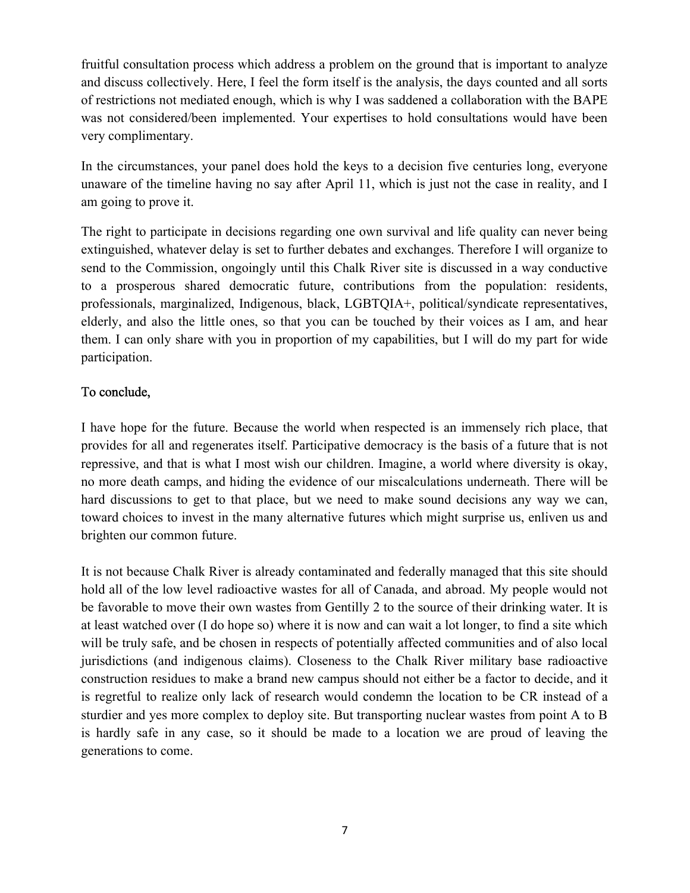fruitful consultation process which address a problem on the ground that is important to analyze and discuss collectively. Here, I feel the form itself is the analysis, the days counted and all sorts of restrictions not mediated enough, which is why I was saddened a collaboration with the BAPE was not considered/been implemented. Your expertises to hold consultations would have been very complimentary.

In the circumstances, your panel does hold the keys to a decision five centuries long, everyone unaware of the timeline having no say after April 11, which is just not the case in reality, and I am going to prove it.

The right to participate in decisions regarding one own survival and life quality can never being extinguished, whatever delay is set to further debates and exchanges. Therefore I will organize to send to the Commission, ongoingly until this Chalk River site is discussed in a way conductive to a prosperous shared democratic future, contributions from the population: residents, professionals, marginalized, Indigenous, black, LGBTQIA+, political/syndicate representatives, elderly, and also the little ones, so that you can be touched by their voices as I am, and hear them. I can only share with you in proportion of my capabilities, but I will do my part for wide participation.

To conclude,

I have hope for the future. Because the world when respected is an immensely rich place, that provides for all and regenerates itself. Participative democracy is the basis of a future that is not repressive, and that is what I most wish our children. Imagine, a world where diversity is okay, no more death camps, and hiding the evidence of our miscalculations underneath. There will be hard discussions to get to that place, but we need to make sound decisions any way we can, toward choices to invest in the many alternative futures which might surprise us, enliven us and brighten our common future.

It is not because Chalk River is already contaminated and federally managed that this site should hold all of the low level radioactive wastes for all of Canada, and abroad. My people would not be favorable to move their own wastes from Gentilly 2 to the source of their drinking water. It is at least watched over (I do hope so) where it is now and can wait a lot longer, to find a site which will be truly safe, and be chosen in respects of potentially affected communities and of also local jurisdictions (and indigenous claims). Closeness to the Chalk River military base radioactive construction residues to make a brand new campus should not either be a factor to decide, and it is regretful to realize only lack of research would condemn the location to be CR instead of a sturdier and yes more complex to deploy site. But transporting nuclear wastes from point A to B is hardly safe in any case, so it should be made to a location we are proud of leaving the generations to come.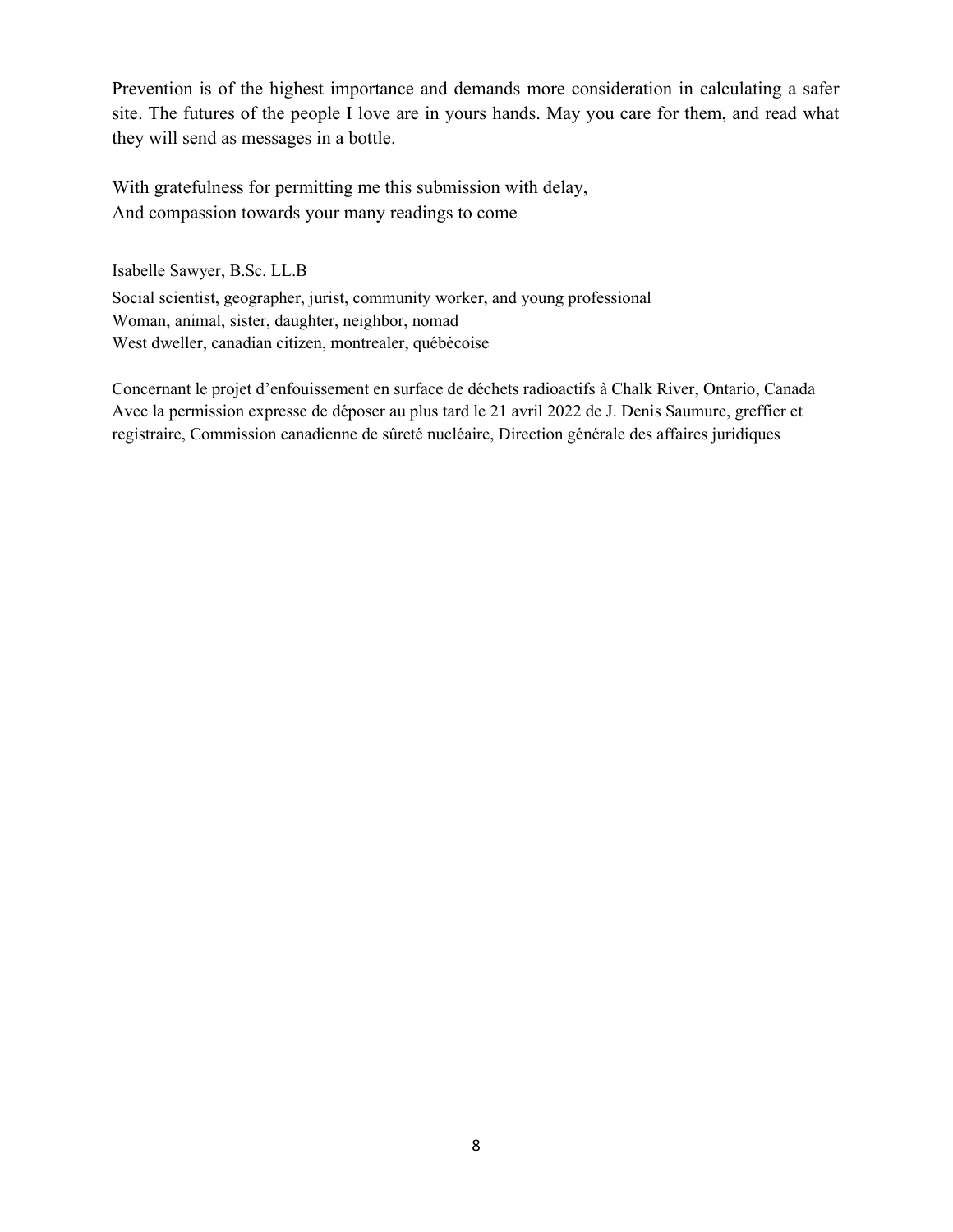Prevention is of the highest importance and demands more consideration in calculating a safer site. The futures of the people I love are in yours hands. May you care for them, and read what they will send as messages in a bottle.

With gratefulness for permitting me this submission with delay,
And compassion towards your many readings to come

Isabelle Sawyer, B.Sc. LL.B
Social scientist, geographer, jurist, community worker, and young professional
Woman, animal, sister, daughter, neighbor, nomad
West dweller, canadian citizen, montrealer, québécoise

Concernant le projet d'enfouissement en surface de déchets radioactifs à Chalk River, Ontario, Canada
Avec la permission expresse de déposer au plus tard le 21 avril 2022 de J. Denis Saumure, greffier et registraire, Commission canadienne de sûreté nucléaire, Direction générale des affaires juridiques